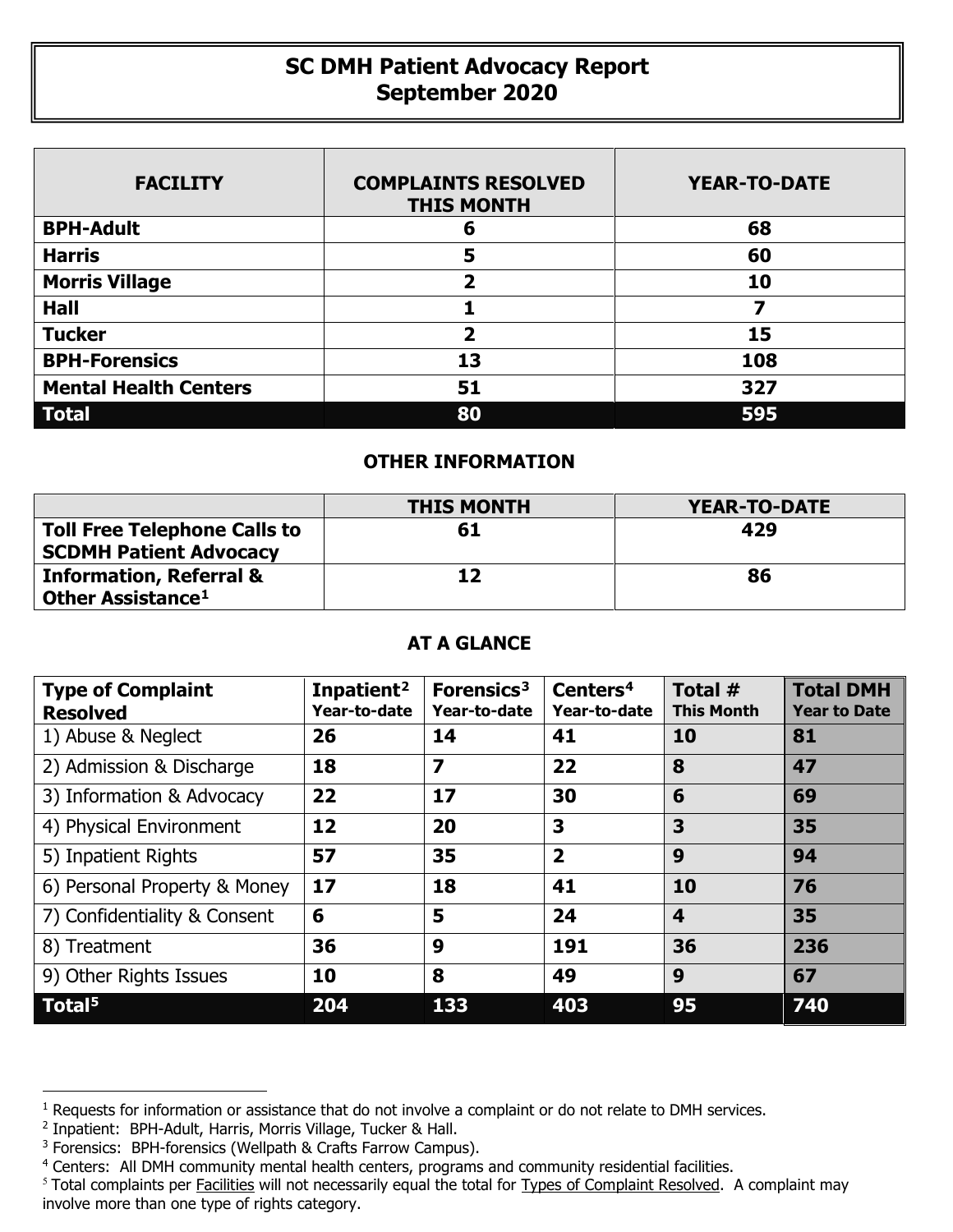# SC DMH Patient Advocacy Report
## September 2020

| FACILITY | COMPLAINTS RESOLVED THIS MONTH | YEAR-TO-DATE |
|---|---|---|
| **BPH-Adult** | **6** | **68** |
| **Harris** | **5** | **60** |
| **Morris Village** | **2** | **10** |
| **Hall** | **1** | **7** |
| **Tucker** | **2** | **15** |
| **BPH-Forensics** | **13** | **108** |
| **Mental Health Centers** | **51** | **327** |
| **Total** | **80** | **595** |

### OTHER INFORMATION

| | THIS MONTH | YEAR-TO-DATE |
|---|---|---|
| **Toll Free Telephone Calls to SCDMH Patient Advocacy** | **61** | **429** |
| **Information, Referral & Other Assistance**[1] | **12** | **86** |

### AT A GLANCE

| Type of Complaint Resolved | Inpatient[2] Year-to-date | Forensics[3] Year-to-date | Centers[4] Year-to-date | Total # This Month | Total DMH Year to Date |
|---|---|---|---|---|---|
| 1) Abuse & Neglect | **26** | **14** | **41** | **10** | **81** |
| 2) Admission & Discharge | **18** | **7** | **22** | **8** | **47** |
| 3) Information & Advocacy | **22** | **17** | **30** | **6** | **69** |
| 4) Physical Environment | **12** | **20** | **3** | **3** | **35** |
| 5) Inpatient Rights | **57** | **35** | **2** | **9** | **94** |
| 6) Personal Property & Money | **17** | **18** | **41** | **10** | **76** |
| 7) Confidentiality & Consent | **6** | **5** | **24** | **4** | **35** |
| 8) Treatment | **36** | **9** | **191** | **36** | **236** |
| 9) Other Rights Issues | **10** | **8** | **49** | **9** | **67** |
| **Total**[5] | **204** | **133** | **403** | **95** | **740** |

[1] Requests for information or assistance that do not involve a complaint or do not relate to DMH services.

[2] Inpatient: BPH-Adult, Harris, Morris Village, Tucker & Hall.

[3] Forensics: BPH-forensics (Wellpath & Crafts Farrow Campus).

[4] Centers: All DMH community mental health centers, programs and community residential facilities.

[5] Total complaints per Facilities will not necessarily equal the total for Types of Complaint Resolved. A complaint may involve more than one type of rights category.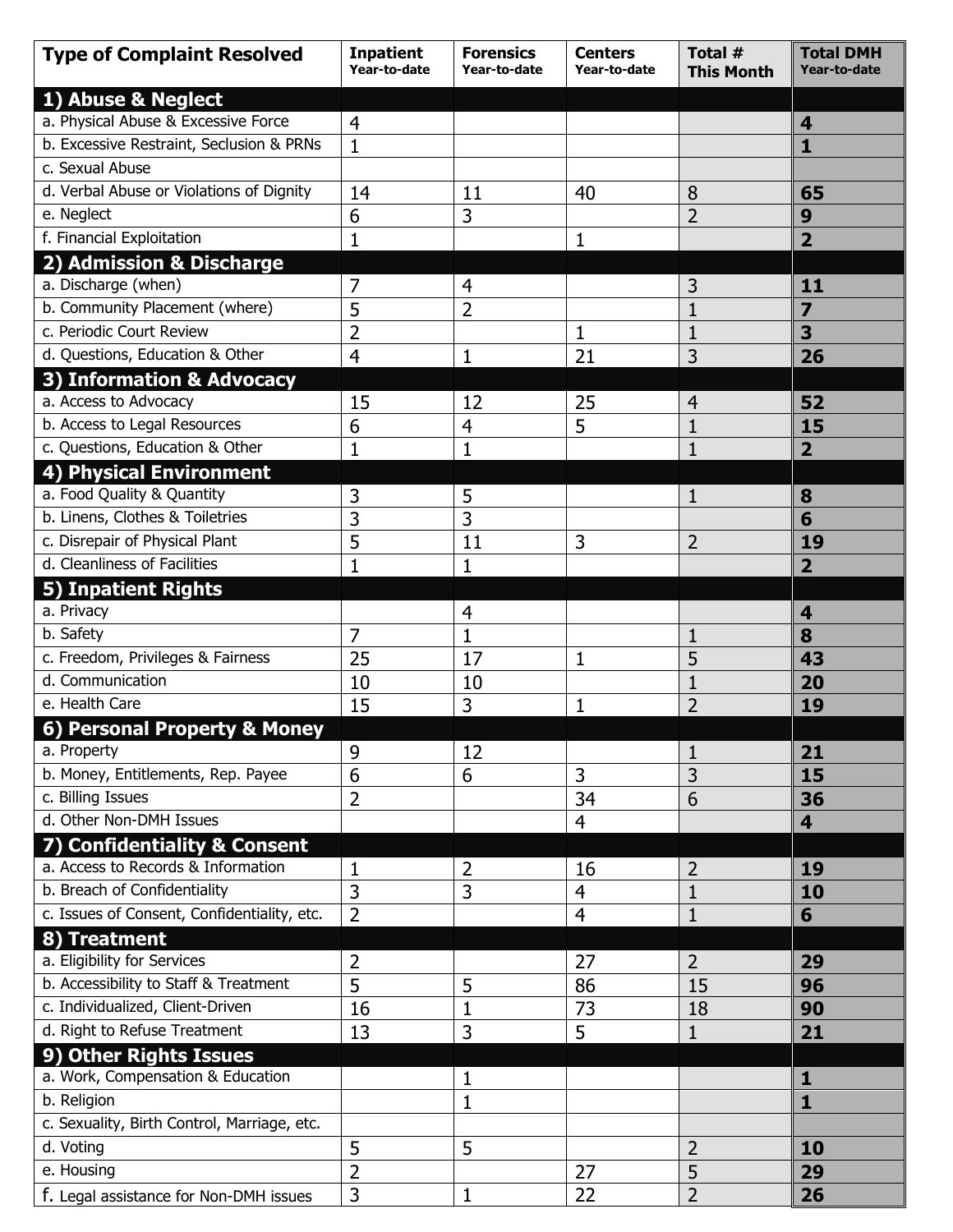| Type of Complaint Resolved | Inpatient Year-to-date | Forensics Year-to-date | Centers Year-to-date | Total # This Month | Total DMH Year-to-date |
|---|---|---|---|---|---|
| **1) Abuse & Neglect** | | | | | |
| a. Physical Abuse & Excessive Force | 4 | | | | **4** |
| b. Excessive Restraint, Seclusion & PRNs | 1 | | | | **1** |
| c. Sexual Abuse | | | | | |
| d. Verbal Abuse or Violations of Dignity | 14 | 11 | 40 | 8 | **65** |
| e. Neglect | 6 | 3 | | 2 | **9** |
| f. Financial Exploitation | 1 | | 1 | | **2** |
| **2) Admission & Discharge** | | | | | |
| a. Discharge (when) | 7 | 4 | | 3 | **11** |
| b. Community Placement (where) | 5 | 2 | | 1 | **7** |
| c. Periodic Court Review | 2 | | 1 | 1 | **3** |
| d. Questions, Education & Other | 4 | 1 | 21 | 3 | **26** |
| **3) Information & Advocacy** | | | | | |
| a. Access to Advocacy | 15 | 12 | 25 | 4 | **52** |
| b. Access to Legal Resources | 6 | 4 | 5 | 1 | **15** |
| c. Questions, Education & Other | 1 | 1 | | 1 | **2** |
| **4) Physical Environment** | | | | | |
| a. Food Quality & Quantity | 3 | 5 | | 1 | **8** |
| b. Linens, Clothes & Toiletries | 3 | 3 | | | **6** |
| c. Disrepair of Physical Plant | 5 | 11 | 3 | 2 | **19** |
| d. Cleanliness of Facilities | 1 | 1 | | | **2** |
| **5) Inpatient Rights** | | | | | |
| a. Privacy | | 4 | | | **4** |
| b. Safety | 7 | 1 | | 1 | **8** |
| c. Freedom, Privileges & Fairness | 25 | 17 | 1 | 5 | **43** |
| d. Communication | 10 | 10 | | 1 | **20** |
| e. Health Care | 15 | 3 | 1 | 2 | **19** |
| **6) Personal Property & Money** | | | | | |
| a. Property | 9 | 12 | | 1 | **21** |
| b. Money, Entitlements, Rep. Payee | 6 | 6 | 3 | 3 | **15** |
| c. Billing Issues | 2 | | 34 | 6 | **36** |
| d. Other Non-DMH Issues | | | 4 | | **4** |
| **7) Confidentiality & Consent** | | | | | |
| a. Access to Records & Information | 1 | 2 | 16 | 2 | **19** |
| b. Breach of Confidentiality | 3 | 3 | 4 | 1 | **10** |
| c. Issues of Consent, Confidentiality, etc. | 2 | | 4 | 1 | **6** |
| **8) Treatment** | | | | | |
| a. Eligibility for Services | 2 | | 27 | 2 | **29** |
| b. Accessibility to Staff & Treatment | 5 | 5 | 86 | 15 | **96** |
| c. Individualized, Client-Driven | 16 | 1 | 73 | 18 | **90** |
| d. Right to Refuse Treatment | 13 | 3 | 5 | 1 | **21** |
| **9) Other Rights Issues** | | | | | |
| a. Work, Compensation & Education | | 1 | | | **1** |
| b. Religion | | 1 | | | **1** |
| c. Sexuality, Birth Control, Marriage, etc. | | | | | |
| d. Voting | 5 | 5 | | 2 | **10** |
| e. Housing | 2 | | 27 | 5 | **29** |
| f. Legal assistance for Non-DMH issues | 3 | 1 | 22 | 2 | **26** |